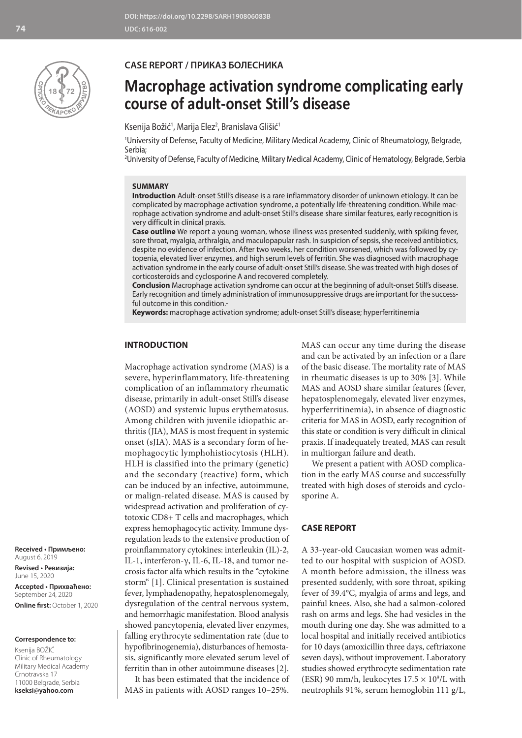DOI: https://doi.org/10.2298/SARH190806083B
UDC: 616-002

CASE REPORT / ПРИКАЗ БОЛЕСНИКА

# Macrophage activation syndrome complicating early course of adult-onset Still's disease

Ksenija Božić[1], Marija Elez[2], Branislava Glišić[1]

[1]University of Defense, Faculty of Medicine, Military Medical Academy, Clinic of Rheumatology, Belgrade, Serbia;
[2]University of Defense, Faculty of Medicine, Military Medical Academy, Clinic of Hematology, Belgrade, Serbia

**SUMMARY**

**Introduction** Adult-onset Still's disease is a rare inflammatory disorder of unknown etiology. It can be complicated by macrophage activation syndrome, a potentially life-threatening condition. While macrophage activation syndrome and adult-onset Still's disease share similar features, early recognition is very difficult in clinical praxis.

**Case outline** We report a young woman, whose illness was presented suddenly, with spiking fever, sore throat, myalgia, arthralgia, and maculopapular rash. In suspicion of sepsis, she received antibiotics, despite no evidence of infection. After two weeks, her condition worsened, which was followed by cytopenia, elevated liver enzymes, and high serum levels of ferritin. She was diagnosed with macrophage activation syndrome in the early course of adult-onset Still's disease. She was treated with high doses of corticosteroids and cyclosporine A and recovered completely.

**Conclusion** Macrophage activation syndrome can occur at the beginning of adult-onset Still's disease. Early recognition and timely administration of immunosuppressive drugs are important for the successful outcome in this condition.-

**Keywords:** macrophage activation syndrome; adult-onset Still's disease; hyperferritinemia

## INTRODUCTION

Macrophage activation syndrome (MAS) is a severe, hyperinflammatory, life-threatening complication of an inflammatory rheumatic disease, primarily in adult-onset Still's disease (AOSD) and systemic lupus erythematosus. Among children with juvenile idiopathic arthritis (JIA), MAS is most frequent in systemic onset (sJIA). MAS is a secondary form of hemophagocytic lymphohistiocytosis (HLH). HLH is classified into the primary (genetic) and the secondary (reactive) form, which can be induced by an infective, autoimmune, or malign-related disease. MAS is caused by widespread activation and proliferation of cytotoxic CD8+ T cells and macrophages, which express hemophagocytic activity. Immune dysregulation leads to the extensive production of proinflammatory cytokines: interleukin (IL)-2, IL-1, interferon-γ, IL-6, IL-18, and tumor necrosis factor alfa which results in the "cytokine storm" [1]. Clinical presentation is sustained fever, lymphadenopathy, hepatosplenomegaly, dysregulation of the central nervous system, and hemorrhagic manifestation. Blood analysis showed pancytopenia, elevated liver enzymes, falling erythrocyte sedimentation rate (due to hypofibrinogenemia), disturbances of hemostasis, significantly more elevated serum level of ferritin than in other autoimmune diseases [2].

It has been estimated that the incidence of MAS in patients with AOSD ranges 10–25%. MAS can occur any time during the disease and can be activated by an infection or a flare of the basic disease. The mortality rate of MAS in rheumatic diseases is up to 30% [3]. While MAS and AOSD share similar features (fever, hepatosplenomegaly, elevated liver enzymes, hyperferritinemia), in absence of diagnostic criteria for MAS in AOSD, early recognition of this state or condition is very difficult in clinical praxis. If inadequately treated, MAS can result in multiorgan failure and death.

We present a patient with AOSD complication in the early MAS course and successfully treated with high doses of steroids and cyclosporine A.

## CASE REPORT

A 33-year-old Caucasian women was admitted to our hospital with suspicion of AOSD. A month before admission, the illness was presented suddenly, with sore throat, spiking fever of 39.4°C, myalgia of arms and legs, and painful knees. Also, she had a salmon-colored rash on arms and legs. She had vesicles in the mouth during one day. She was admitted to a local hospital and initially received antibiotics for 10 days (amoxicillin three days, ceftriaxone seven days), without improvement. Laboratory studies showed erythrocyte sedimentation rate (ESR) 90 mm/h, leukocytes $17.5 \times 10^9$/L with neutrophils 91%, serum hemoglobin 111 g/L,

**Received • Примљено:** August 6, 2019
**Revised • Ревизија:** June 15, 2020
**Accepted • Прихваћено:** September 24, 2020
**Online first:** October 1, 2020

**Correspondence to:**
Ksenija BOŽIĆ
Clinic of Rheumatology
Military Medical Academy
Crnotravska 17
11000 Belgrade, Serbia
**kseksi@yahoo.com**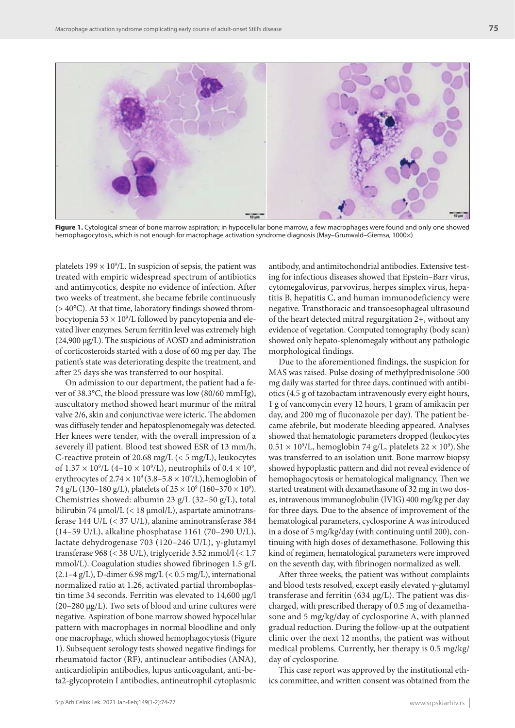**Figure 1.** Cytological smear of bone marrow aspiration; in hypocellular bone marrow, a few macrophages were found and only one showed hemophagocytosis, which is not enough for macrophage activation syndrome diagnosis (May–Grunwald–Giemsa, 1000×)

platelets $199 \times 10^9$/L. In suspicion of sepsis, the patient was treated with empiric widespread spectrum of antibiotics and antimycotics, despite no evidence of infection. After two weeks of treatment, she became febrile continuously (> 40°C). At that time, laboratory findings showed thrombocytopenia $53 \times 10^9$/L followed by pancytopenia and elevated liver enzymes. Serum ferritin level was extremely high (24,900 μg/L). The suspicious of AOSD and administration of corticosteroids started with a dose of 60 mg per day. The patient's state was deteriorating despite the treatment, and after 25 days she was transferred to our hospital.

On admission to our department, the patient had a fever of 38.3°C, the blood pressure was low (80/60 mmHg), auscultatory method showed heart murmur of the mitral valve 2/6, skin and conjunctivae were icteric. The abdomen was diffusely tender and hepatosplenomegaly was detected. Her knees were tender, with the overall impression of a severely ill patient. Blood test showed ESR of 13 mm/h, C-reactive protein of 20.68 mg/L (< 5 mg/L), leukocytes of $1.37 \times 10^9$/L ($4–10 \times 10^9$/L), neutrophils of $0.4 \times 10^9$, erythrocytes of $2.74 \times 10^9$ ($3.8–5.8 \times 10^9$/L), hemoglobin of 74 g/L (130–180 g/L), platelets of $25 \times 10^9$ ($160–370 \times 10^9$). Chemistries showed: albumin 23 g/L (32–50 g/L), total bilirubin 74 μmol/L (< 18 μmol/L), aspartate aminotransferase 144 U/L (< 37 U/L), alanine aminotransferase 384 (14–59 U/L), alkaline phosphatase 1161 (70–290 U/L), lactate dehydrogenase 703 (120–246 U/L), γ-glutamyl transferase 968 (< 38 U/L), triglyceride 3.52 mmol/l (< 1.7 mmol/L). Coagulation studies showed fibrinogen 1.5 g/L (2.1–4 g/L), D-dimer 6.98 mg/L (< 0.5 mg/L), international normalized ratio at 1.26, activated partial thromboplastin time 34 seconds. Ferritin was elevated to 14,600 μg/l (20–280 μg/L). Two sets of blood and urine cultures were negative. Aspiration of bone marrow showed hypocellular pattern with macrophages in normal bloodline and only one macrophage, which showed hemophagocytosis (Figure 1). Subsequent serology tests showed negative findings for rheumatoid factor (RF), antinuclear antibodies (ANA), anticardiolipin antibodies, lupus anticoagulant, anti-beta2-glycoprotein I antibodies, antineutrophil cytoplasmic antibody, and antimitochondrial antibodies. Extensive testing for infectious diseases showed that Epstein–Barr virus, cytomegalovirus, parvovirus, herpes simplex virus, hepatitis B, hepatitis C, and human immunodeficiency were negative. Transthoracic and transoesophageal ultrasound of the heart detected mitral regurgitation 2+, without any evidence of vegetation. Computed tomography (body scan) showed only hepato-splenomegaly without any pathologic morphological findings.

Due to the aforementioned findings, the suspicion for MAS was raised. Pulse dosing of methylprednisolone 500 mg daily was started for three days, continued with antibiotics (4.5 g of tazobactam intravenously every eight hours, 1 g of vancomycin every 12 hours, 1 gram of amikacin per day, and 200 mg of fluconazole per day). The patient became afebrile, but moderate bleeding appeared. Analyses showed that hematologic parameters dropped (leukocytes $0.51 \times 10^9$/L, hemoglobin 74 g/L, platelets $22 \times 10^9$). She was transferred to an isolation unit. Bone marrow biopsy showed hypoplastic pattern and did not reveal evidence of hemophagocytosis or hematological malignancy. Then we started treatment with dexamethasone of 32 mg in two doses, intravenous immunoglobulin (IVIG) 400 mg/kg per day for three days. Due to the absence of improvement of the hematological parameters, cyclosporine A was introduced in a dose of 5 mg/kg/day (with continuing until 200), continuing with high doses of dexamethasone. Following this kind of regimen, hematological parameters were improved on the seventh day, with fibrinogen normalized as well.

After three weeks, the patient was without complaints and blood tests resolved, except easily elevated γ-glutamyl transferase and ferritin (634 μg/L). The patient was discharged, with prescribed therapy of 0.5 mg of dexamethasone and 5 mg/kg/day of cyclosporine A, with planned gradual reduction. During the follow-up at the outpatient clinic over the next 12 months, the patient was without medical problems. Currently, her therapy is 0.5 mg/kg/day of cyclosporine.

This case report was approved by the institutional ethics committee, and written consent was obtained from the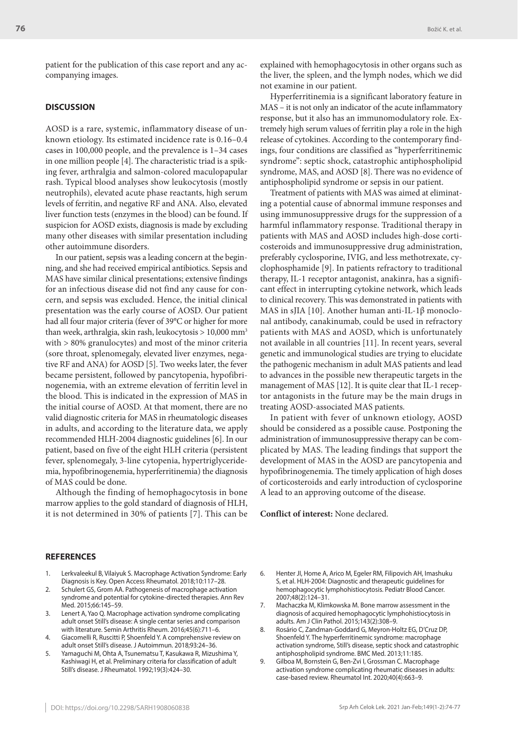patient for the publication of this case report and any accompanying images.

## DISCUSSION

AOSD is a rare, systemic, inflammatory disease of unknown etiology. Its estimated incidence rate is 0.16–0.4 cases in 100,000 people, and the prevalence is 1–34 cases in one million people [4]. The characteristic triad is a spiking fever, arthralgia and salmon-colored maculopapular rash. Typical blood analyses show leukocytosis (mostly neutrophils), elevated acute phase reactants, high serum levels of ferritin, and negative RF and ANA. Also, elevated liver function tests (enzymes in the blood) can be found. If suspicion for AOSD exists, diagnosis is made by excluding many other diseases with similar presentation including other autoimmune disorders.

In our patient, sepsis was a leading concern at the beginning, and she had received empirical antibiotics. Sepsis and MAS have similar clinical presentations; extensive findings for an infectious disease did not find any cause for concern, and sepsis was excluded. Hence, the initial clinical presentation was the early course of AOSD. Our patient had all four major criteria (fever of 39°C or higher for more than week, arthralgia, skin rash, leukocytosis > 10,000 $mm^3$ with > 80% granulocytes) and most of the minor criteria (sore throat, splenomegaly, elevated liver enzymes, negative RF and ANA) for AOSD [5]. Two weeks later, the fever became persistent, followed by pancytopenia, hypofibrinogenemia, with an extreme elevation of ferritin level in the blood. This is indicated in the expression of MAS in the initial course of AOSD. At that moment, there are no valid diagnostic criteria for MAS in rheumatologic diseases in adults, and according to the literature data, we apply recommended HLH-2004 diagnostic guidelines [6]. In our patient, based on five of the eight HLH criteria (persistent fever, splenomegaly, 3-line cytopenia, hypertriglyceridemia, hypofibrinogenemia, hyperferritinemia) the diagnosis of MAS could be done.

Although the finding of hemophagocytosis in bone marrow applies to the gold standard of diagnosis of HLH, it is not determined in 30% of patients [7]. This can be explained with hemophagocytosis in other organs such as the liver, the spleen, and the lymph nodes, which we did not examine in our patient.

Hyperferritinemia is a significant laboratory feature in MAS – it is not only an indicator of the acute inflammatory response, but it also has an immunomodulatory role. Extremely high serum values of ferritin play a role in the high release of cytokines. According to the contemporary findings, four conditions are classified as "hyperferritinemic syndrome": septic shock, catastrophic antiphospholipid syndrome, MAS, and AOSD [8]. There was no evidence of antiphospholipid syndrome or sepsis in our patient.

Treatment of patients with MAS was aimed at eliminating a potential cause of abnormal immune responses and using immunosuppressive drugs for the suppression of a harmful inflammatory response. Traditional therapy in patients with MAS and AOSD includes high-dose corticosteroids and immunosuppressive drug administration, preferably cyclosporine, IVIG, and less methotrexate, cyclophosphamide [9]. In patients refractory to traditional therapy, IL-1 receptor antagonist, anakinra, has a significant effect in interrupting cytokine network, which leads to clinical recovery. This was demonstrated in patients with MAS in sJIA [10]. Another human anti-IL-1β monoclonal antibody, canakinumab, could be used in refractory patients with MAS and AOSD, which is unfortunately not available in all countries [11]. In recent years, several genetic and immunological studies are trying to elucidate the pathogenic mechanism in adult MAS patients and lead to advances in the possible new therapeutic targets in the management of MAS [12]. It is quite clear that IL-1 receptor antagonists in the future may be the main drugs in treating AOSD-associated MAS patients.

In patient with fever of unknown etiology, AOSD should be considered as a possible cause. Postponing the administration of immunosuppressive therapy can be complicated by MAS. The leading findings that support the development of MAS in the AOSD are pancytopenia and hypofibrinogenemia. The timely application of high doses of corticosteroids and early introduction of cyclosporine A lead to an approving outcome of the disease.

**Conflict of interest:** None declared.

## REFERENCES

1. Lerkvaleekul B, Vilaiyuk S. Macrophage Activation Syndrome: Early Diagnosis is Key. Open Access Rheumatol. 2018;10:117–28.
2. Schulert GS, Grom AA. Pathogenesis of macrophage activation syndrome and potential for cytokine-directed therapies. Ann Rev Med. 2015;66:145–59.
3. Lenert A, Yao Q. Macrophage activation syndrome complicating adult onset Still's disease: A single centar series and comparison with literature. Semin Arthritis Rheum. 2016;45(6):711–6.
4. Giacomelli R, Ruscitti P, Shoenfeld Y. A comprehensive review on adult onset Still's disease. J Autoimmun. 2018;93:24–36.
5. Yamaguchi M, Ohta A, Tsunematsu T, Kasukawa R, Mizushima Y, Kashiwagi H, et al. Preliminary criteria for classification of adult Still's disease. J Rheumatol. 1992;19(3):424–30.
6. Henter JI, Home A, Arico M, Egeler RM, Filipovich AH, Imashuku S, et al. HLH-2004: Diagnostic and therapeutic guidelines for hemophagocytic lymphohistiocytosis. Pediatr Blood Cancer. 2007;48(2):124–31.
7. Machaczka M, Klimkowska M. Bone marrow assessment in the diagnosis of acquired hemophagocytic lymphohistiocytosis in adults. Am J Clin Pathol. 2015;143(2):308–9.
8. Rosário C, Zandman-Goddard G, Meyron-Holtz EG, D'Cruz DP, Shoenfeld Y. The hyperferritinemic syndrome: macrophage activation syndrome, Still's disease, septic shock and catastrophic antiphospholipid syndrome. BMC Med. 2013;11:185.
9. Gilboa M, Bornstein G, Ben-Zvi I, Grossman C. Macrophage activation syndrome complicating rheumatic diseases in adults: case-based review. Rheumatol Int. 2020;40(4):663–9.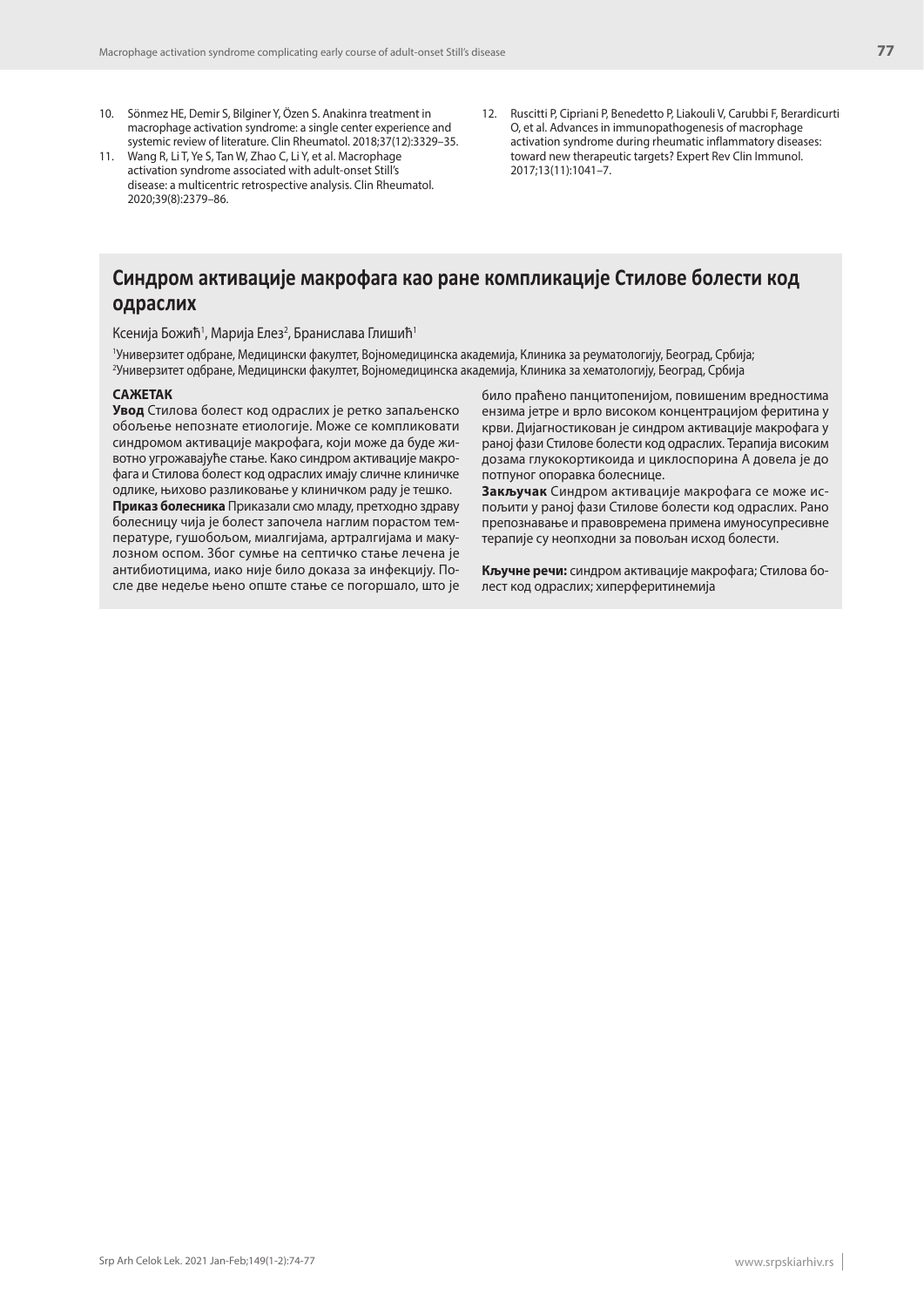10. Sönmez HE, Demir S, Bilginer Y, Özen S. Anakinra treatment in macrophage activation syndrome: a single center experience and systemic review of literature. Clin Rheumatol. 2018;37(12):3329–35.
11. Wang R, Li T, Ye S, Tan W, Zhao C, Li Y, et al. Macrophage activation syndrome associated with adult-onset Still's disease: a multicentric retrospective analysis. Clin Rheumatol. 2020;39(8):2379–86.
12. Ruscitti P, Cipriani P, Benedetto P, Liakouli V, Carubbi F, Berardicurti O, et al. Advances in immunopathogenesis of macrophage activation syndrome during rheumatic inflammatory diseases: toward new therapeutic targets? Expert Rev Clin Immunol. 2017;13(11):1041–7.

## Синдром активације макрофага као ране компликације Стилове болести код одраслих

Ксенија Божић[1], Марија Елез[2], Бранислава Глишић[1]

[1]Универзитет одбране, Медицински факултет, Војномедицинска академија, Клиника за реуматологију, Београд, Србија;
[2]Универзитет одбране, Медицински факултет, Војномедицинска академија, Клиника за хематологију, Београд, Србија

**САЖЕТАК**

**Увод** Стилова болест код одраслих је ретко запаљенско обољење непознате етиологије. Може се компликовати синдромом активације макрофага, који може да буде животно угрожавајуће стање. Како синдром активације макрофага и Стилова болест код одраслих имају сличне клиничке одлике, њихово разликовање у клиничком раду је тешко.

**Приказ болесника** Приказали смо младу, претходно здраву болесницу чија је болест започела наглим порастом температуре, гушобољом, миалгијама, артралгијама и макулозном оспом. Због сумње на септично стање лечена је антибиотицима, иако није било доказа за инфекцију. После две недеље њено опште стање се погоршало, што је било праћено панцитопенијом, повишеним вредностима ензима јетре и врло високом концентрацијом феритина у крви. Дијагностикован је синдром активације макрофага у раној фази Стилове болести код одраслих. Терапија високим дозама глукокортикоида и циклоспорина А довела је до потпуног опоравка болеснице.

**Закључак** Синдром активације макрофага се може испољити у раној фази Стилове болести код одраслих. Рано препознавање и правовремена примена имуносупресивне терапије су неопходни за повољан исход болести.

**Кључне речи:** синдром активације макрофага; Стилова болест код одраслих; хиперферитинемија